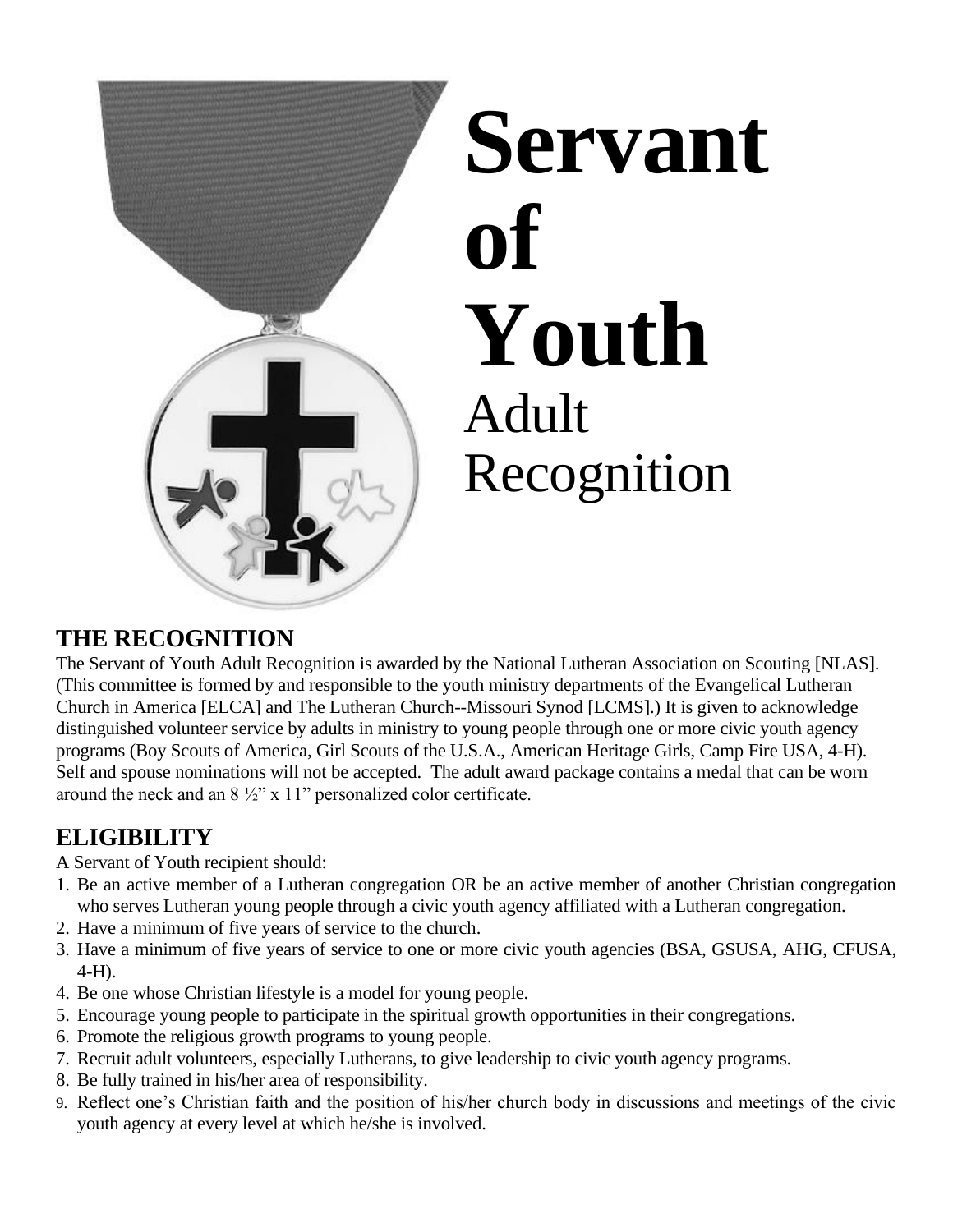# Servant of Youth

Adult Recognition

## THE RECOGNITION

The Servant of Youth Adult Recognition is awarded by the National Lutheran Association on Scouting [NLAS]. (This committee is formed by and responsible to the youth ministry departments of the Evangelical Lutheran Church in America [ELCA] and The Lutheran Church--Missouri Synod [LCMS].) It is given to acknowledge distinguished volunteer service by adults in ministry to young people through one or more civic youth agency programs (Boy Scouts of America, Girl Scouts of the U.S.A., American Heritage Girls, Camp Fire USA, 4-H). Self and spouse nominations will not be accepted. The adult award package contains a medal that can be worn around the neck and an 8 ½" x 11" personalized color certificate.

## ELIGIBILITY

A Servant of Youth recipient should:

1. Be an active member of a Lutheran congregation OR be an active member of another Christian congregation who serves Lutheran young people through a civic youth agency affiliated with a Lutheran congregation.
2. Have a minimum of five years of service to the church.
3. Have a minimum of five years of service to one or more civic youth agencies (BSA, GSUSA, AHG, CFUSA, 4-H).
4. Be one whose Christian lifestyle is a model for young people.
5. Encourage young people to participate in the spiritual growth opportunities in their congregations.
6. Promote the religious growth programs to young people.
7. Recruit adult volunteers, especially Lutherans, to give leadership to civic youth agency programs.
8. Be fully trained in his/her area of responsibility.
9. Reflect one's Christian faith and the position of his/her church body in discussions and meetings of the civic youth agency at every level at which he/she is involved.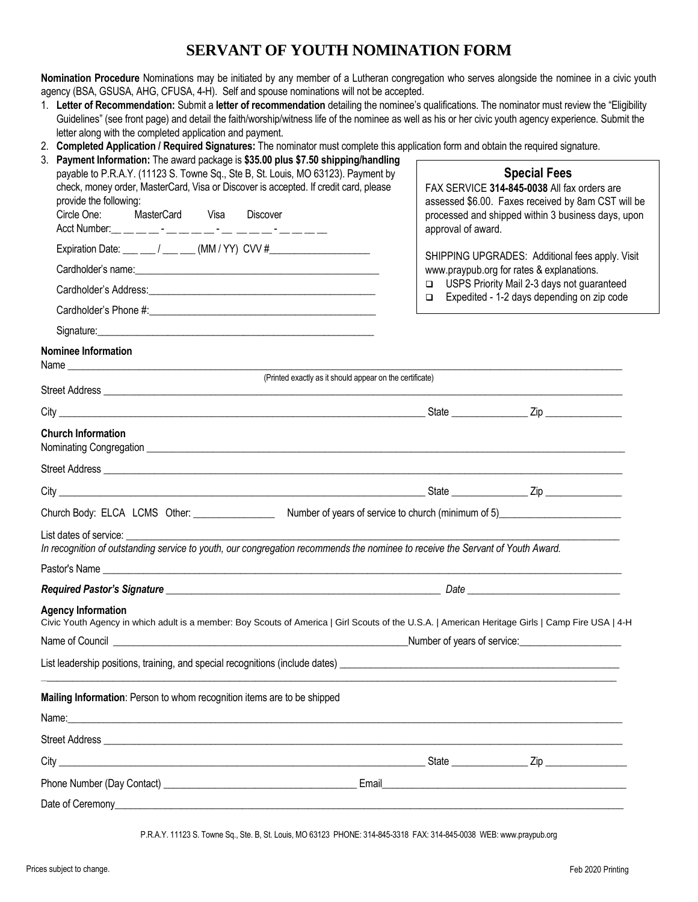# SERVANT OF YOUTH NOMINATION FORM

**Nomination Procedure** Nominations may be initiated by any member of a Lutheran congregation who serves alongside the nominee in a civic youth agency (BSA, GSUSA, AHG, CFUSA, 4-H). Self and spouse nominations will not be accepted.

1. **Letter of Recommendation:** Submit a **letter of recommendation** detailing the nominee's qualifications. The nominator must review the "Eligibility Guidelines" (see front page) and detail the faith/worship/witness life of the nominee as well as his or her civic youth agency experience. Submit the letter along with the completed application and payment.
2. **Completed Application / Required Signatures:** The nominator must complete this application form and obtain the required signature.
3. **Payment Information:** The award package is **$35.00 plus $7.50 shipping/handling** payable to P.R.A.Y. (11123 S. Towne Sq., Ste B, St. Louis, MO 63123). Payment by check, money order, MasterCard, Visa or Discover is accepted. If credit card, please provide the following:

   Circle One: MasterCard Visa Discover

   Acct Number:__ __ __ __ - __ __ __ __ - __ __ __ __ - __ __ __ __

   Expiration Date: ___ ___ / ___ ___ (MM / YY) CVV #___________________

   Cardholder's name:_______________________________________________

   Cardholder's Address:____________________________________________

   Cardholder's Phone #:____________________________________________

   Signature:_____________________________________________________

**Special Fees**

FAX SERVICE **314-845-0038** All fax orders are assessed $6.00. Faxes received by 8am CST will be processed and shipped within 3 business days, upon approval of award.

SHIPPING UPGRADES: Additional fees apply. Visit www.praypub.org for rates & explanations.

- ❑ USPS Priority Mail 2-3 days not guaranteed
- ❑ Expedited - 1-2 days depending on zip code

**Nominee Information**

Name ______________________________________________________________
(Printed exactly as it should appear on the certificate)

Street Address ______________________________________________________

City ____________________________________ State ______________ Zip ______________

**Church Information**

Nominating Congregation ______________________________________________

Street Address ______________________________________________________

City ____________________________________ State ______________ Zip ______________

Church Body: ELCA LCMS Other: _______________ Number of years of service to church (minimum of 5)_______________________

List dates of service: _________________________________________________

*In recognition of outstanding service to youth, our congregation recommends the nominee to receive the Servant of Youth Award.*

Pastor's Name ______________________________________________________

***Required Pastor's Signature*** ____________________________________ *Date* ____________________________

**Agency Information**

Civic Youth Agency in which adult is a member: Boy Scouts of America | Girl Scouts of the U.S.A. | American Heritage Girls | Camp Fire USA | 4-H

Name of Council __________________________________________Number of years of service:___________________

List leadership positions, training, and special recognitions (include dates) ___________________________________________

______________________________________________________________

**Mailing Information**: Person to whom recognition items are to be shipped

Name:______________________________________________________________

Street Address ______________________________________________________

City ____________________________________ State ______________ Zip ______________

Phone Number (Day Contact) ___________________________ Email______________________________

Date of Ceremony____________________________________________________

P.R.A.Y. 11123 S. Towne Sq., Ste. B, St. Louis, MO 63123 PHONE: 314-845-3318 FAX: 314-845-0038 WEB: www.praypub.org

Prices subject to change.

Feb 2020 Printing